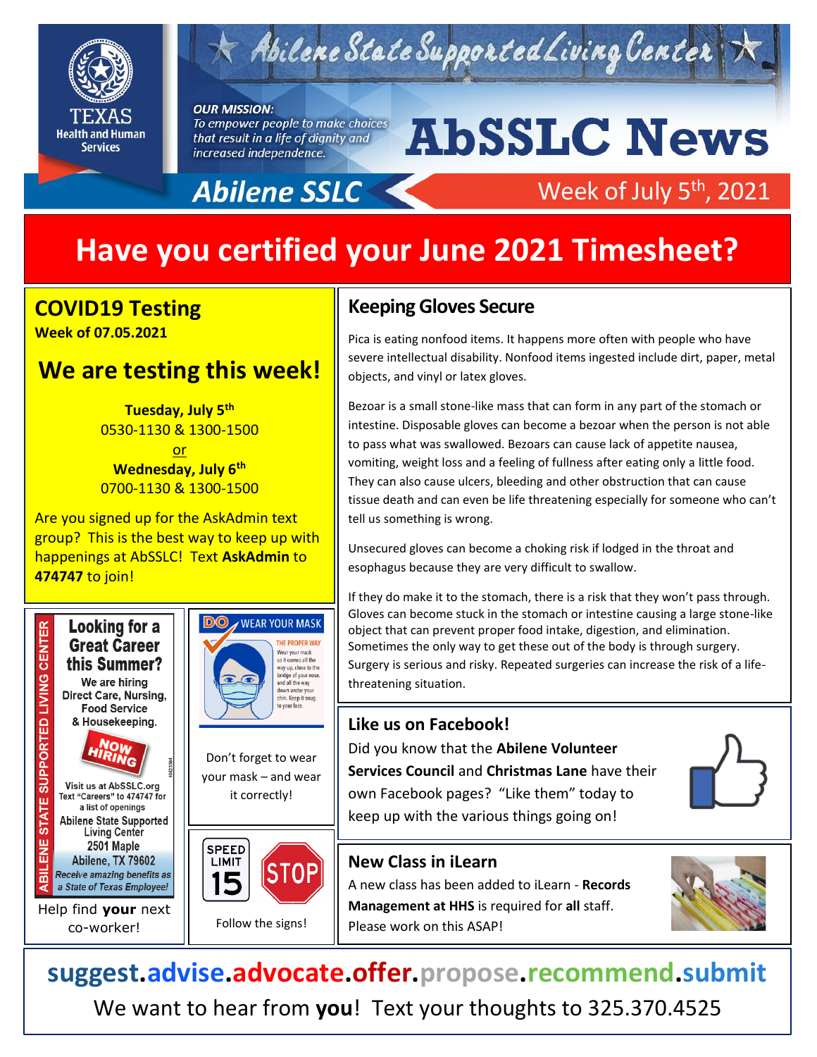# Abilene State Supported Living Center

**Texas Health and Human Services**

***OUR MISSION:***
*To empower people to make choices that result in a life of dignity and increased independence.*

# AbSSLC News

**Abilene SSLC** — Week of July 5th, 2021

# Have you certified your June 2021 Timesheet?

## COVID19 Testing

**Week of 07.05.2021**

### We are testing this week!

**Tuesday, July 5th**
0530-1130 & 1300-1500
or
**Wednesday, July 6th**
0700-1130 & 1300-1500

Are you signed up for the AskAdmin text group? This is the best way to keep up with happenings at AbSSLC! Text **AskAdmin** to **474747** to join!

## Looking for a Great Career this Summer?

ABILENE STATE SUPPORTED LIVING CENTER

We are hiring Direct Care, Nursing, Food Service & Housekeeping.

NOW HIRING

Visit us at AbSSLC.org
Text "Careers" to 474747 for a list of openings
Abilene State Supported Living Center
2501 Maple
Abilene, TX 79602
*Receive amazing benefits as a State of Texas Employee!*

Help find **your** next co-worker!

## DO WEAR YOUR MASK

THE PROPER WAY
Wear your mask so it comes all the way up, close to the bridge of your nose, and all the way down under your chin. Keep it snug to your face.

Don't forget to wear your mask – and wear it correctly!

SPEED LIMIT 15 — STOP

Follow the signs!

## Keeping Gloves Secure

Pica is eating nonfood items. It happens more often with people who have severe intellectual disability. Nonfood items ingested include dirt, paper, metal objects, and vinyl or latex gloves.

Bezoar is a small stone-like mass that can form in any part of the stomach or intestine. Disposable gloves can become a bezoar when the person is not able to pass what was swallowed. Bezoars can cause lack of appetite nausea, vomiting, weight loss and a feeling of fullness after eating only a little food. They can also cause ulcers, bleeding and other obstruction that can cause tissue death and can even be life threatening especially for someone who can't tell us something is wrong.

Unsecured gloves can become a choking risk if lodged in the throat and esophagus because they are very difficult to swallow.

If they do make it to the stomach, there is a risk that they won't pass through. Gloves can become stuck in the stomach or intestine causing a large stone-like object that can prevent proper food intake, digestion, and elimination. Sometimes the only way to get these out of the body is through surgery. Surgery is serious and risky. Repeated surgeries can increase the risk of a life-threatening situation.

## Like us on Facebook!

Did you know that the **Abilene Volunteer Services Council** and **Christmas Lane** have their own Facebook pages? "Like them" today to keep up with the various things going on!

## New Class in iLearn

A new class has been added to iLearn - **Records Management at HHS** is required for **all** staff. Please work on this ASAP!

**suggest.advise.advocate.offer.propose.recommend.submit**

We want to hear from **you**! Text your thoughts to 325.370.4525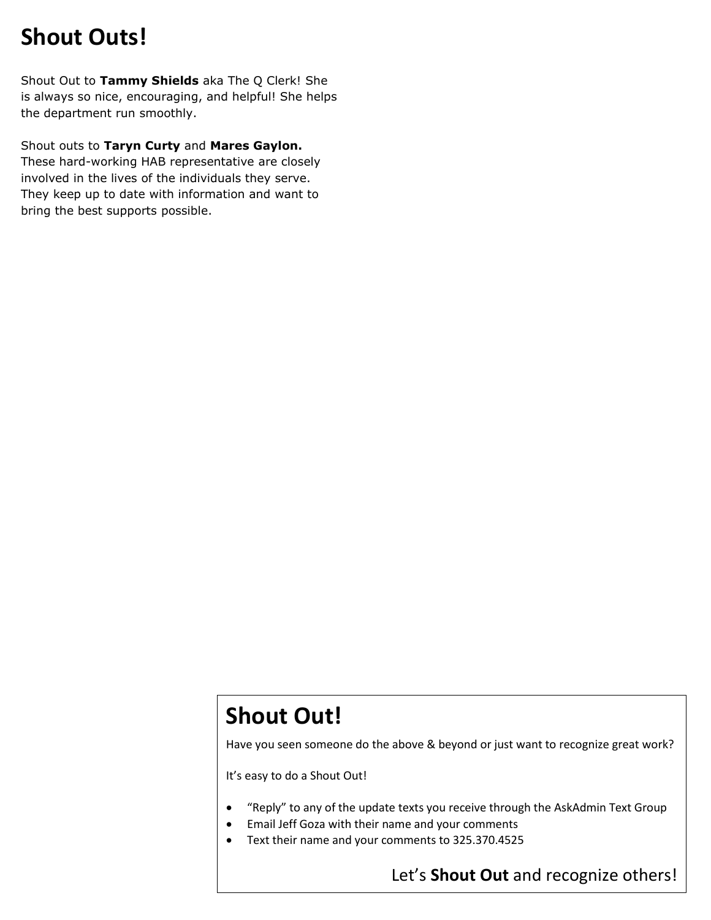# Shout Outs!

Shout Out to **Tammy Shields** aka The Q Clerk! She is always so nice, encouraging, and helpful! She helps the department run smoothly.

Shout outs to **Taryn Curty** and **Mares Gaylon.** These hard-working HAB representative are closely involved in the lives of the individuals they serve. They keep up to date with information and want to bring the best supports possible.

## Shout Out!

Have you seen someone do the above & beyond or just want to recognize great work?

It's easy to do a Shout Out!

- "Reply" to any of the update texts you receive through the AskAdmin Text Group
- Email Jeff Goza with their name and your comments
- Text their name and your comments to 325.370.4525

Let's **Shout Out** and recognize others!